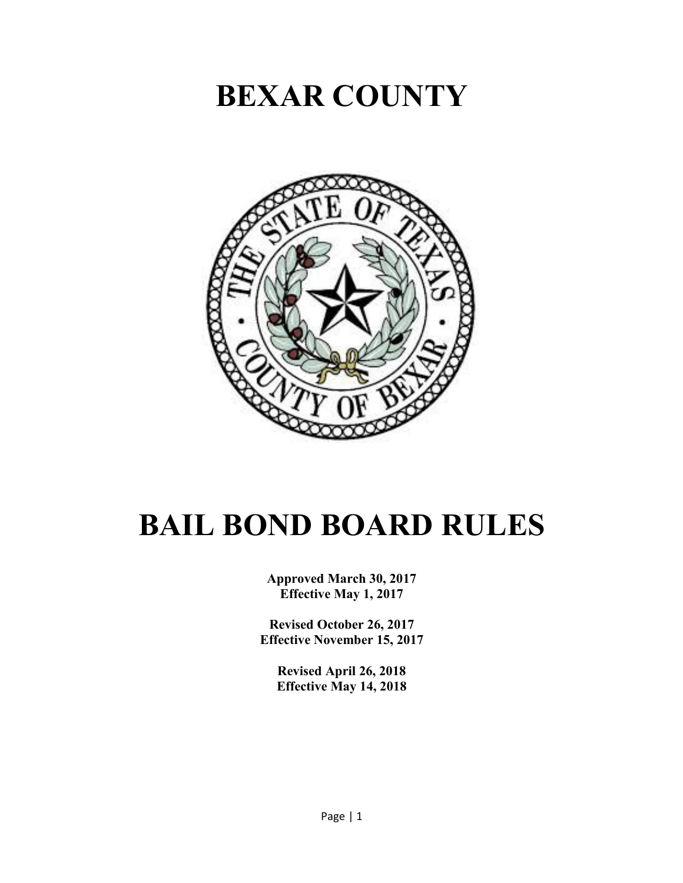# BEXAR COUNTY

# BAIL BOND BOARD RULES

**Approved March 30, 2017**
**Effective May 1, 2017**

**Revised October 26, 2017**
**Effective November 15, 2017**

**Revised April 26, 2018**
**Effective May 14, 2018**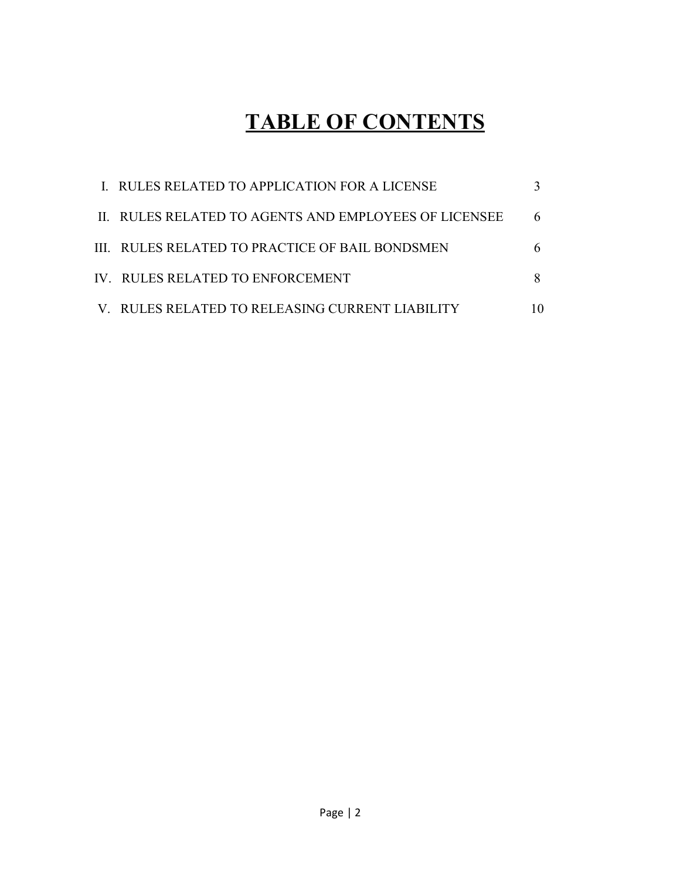# TABLE OF CONTENTS

| | |
|---|---|
| I. RULES RELATED TO APPLICATION FOR A LICENSE | 3 |
| II. RULES RELATED TO AGENTS AND EMPLOYEES OF LICENSEE | 6 |
| III. RULES RELATED TO PRACTICE OF BAIL BONDSMEN | 6 |
| IV. RULES RELATED TO ENFORCEMENT | 8 |
| V. RULES RELATED TO RELEASING CURRENT LIABILITY | 10 |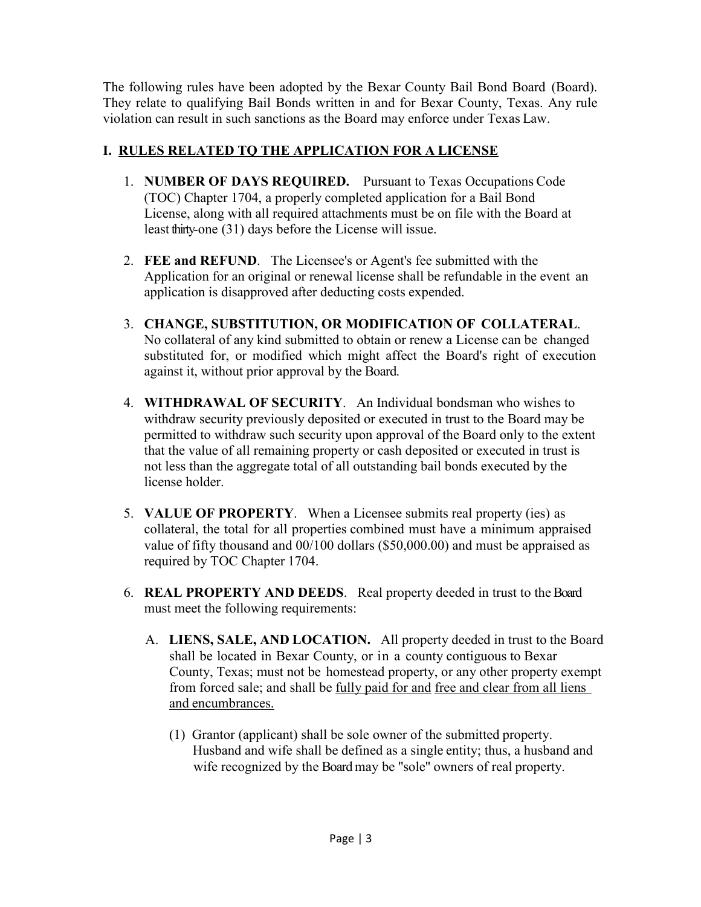The following rules have been adopted by the Bexar County Bail Bond Board (Board). They relate to qualifying Bail Bonds written in and for Bexar County, Texas. Any rule violation can result in such sanctions as the Board may enforce under Texas Law.

## I. RULES RELATED TO THE APPLICATION FOR A LICENSE

1. **NUMBER OF DAYS REQUIRED.** Pursuant to Texas Occupations Code (TOC) Chapter 1704, a properly completed application for a Bail Bond License, along with all required attachments must be on file with the Board at least thirty-one (31) days before the License will issue.

2. **FEE and REFUND**. The Licensee's or Agent's fee submitted with the Application for an original or renewal license shall be refundable in the event an application is disapproved after deducting costs expended.

3. **CHANGE, SUBSTITUTION, OR MODIFICATION OF COLLATERAL**. No collateral of any kind submitted to obtain or renew a License can be changed substituted for, or modified which might affect the Board's right of execution against it, without prior approval by the Board.

4. **WITHDRAWAL OF SECURITY**. An Individual bondsman who wishes to withdraw security previously deposited or executed in trust to the Board may be permitted to withdraw such security upon approval of the Board only to the extent that the value of all remaining property or cash deposited or executed in trust is not less than the aggregate total of all outstanding bail bonds executed by the license holder.

5. **VALUE OF PROPERTY**. When a Licensee submits real property (ies) as collateral, the total for all properties combined must have a minimum appraised value of fifty thousand and 00/100 dollars ($50,000.00) and must be appraised as required by TOC Chapter 1704.

6. **REAL PROPERTY AND DEEDS**. Real property deeded in trust to the Board must meet the following requirements:

   A. **LIENS, SALE, AND LOCATION.** All property deeded in trust to the Board shall be located in Bexar County, or in a county contiguous to Bexar County, Texas; must not be homestead property, or any other property exempt from forced sale; and shall be fully paid for and free and clear from all liens and encumbrances.

      (1) Grantor (applicant) shall be sole owner of the submitted property. Husband and wife shall be defined as a single entity; thus, a husband and wife recognized by the Board may be "sole" owners of real property.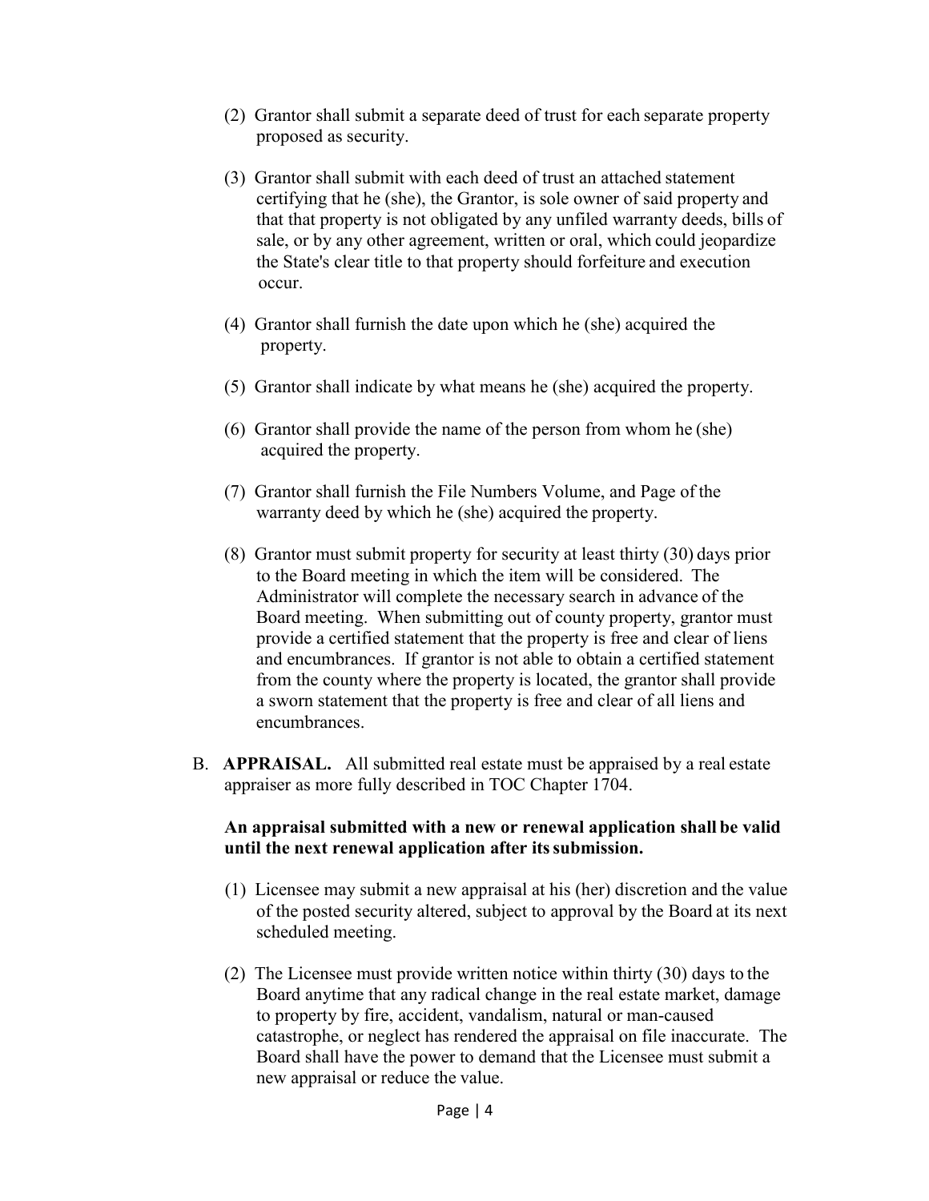(2) Grantor shall submit a separate deed of trust for each separate property proposed as security.

(3) Grantor shall submit with each deed of trust an attached statement certifying that he (she), the Grantor, is sole owner of said property and that that property is not obligated by any unfiled warranty deeds, bills of sale, or by any other agreement, written or oral, which could jeopardize the State's clear title to that property should forfeiture and execution occur.

(4) Grantor shall furnish the date upon which he (she) acquired the property.

(5) Grantor shall indicate by what means he (she) acquired the property.

(6) Grantor shall provide the name of the person from whom he (she) acquired the property.

(7) Grantor shall furnish the File Numbers Volume, and Page of the warranty deed by which he (she) acquired the property.

(8) Grantor must submit property for security at least thirty (30) days prior to the Board meeting in which the item will be considered. The Administrator will complete the necessary search in advance of the Board meeting. When submitting out of county property, grantor must provide a certified statement that the property is free and clear of liens and encumbrances. If grantor is not able to obtain a certified statement from the county where the property is located, the grantor shall provide a sworn statement that the property is free and clear of all liens and encumbrances.

B. **APPRAISAL.** All submitted real estate must be appraised by a real estate appraiser as more fully described in TOC Chapter 1704.

**An appraisal submitted with a new or renewal application shall be valid until the next renewal application after its submission.**

(1) Licensee may submit a new appraisal at his (her) discretion and the value of the posted security altered, subject to approval by the Board at its next scheduled meeting.

(2) The Licensee must provide written notice within thirty (30) days to the Board anytime that any radical change in the real estate market, damage to property by fire, accident, vandalism, natural or man-caused catastrophe, or neglect has rendered the appraisal on file inaccurate. The Board shall have the power to demand that the Licensee must submit a new appraisal or reduce the value.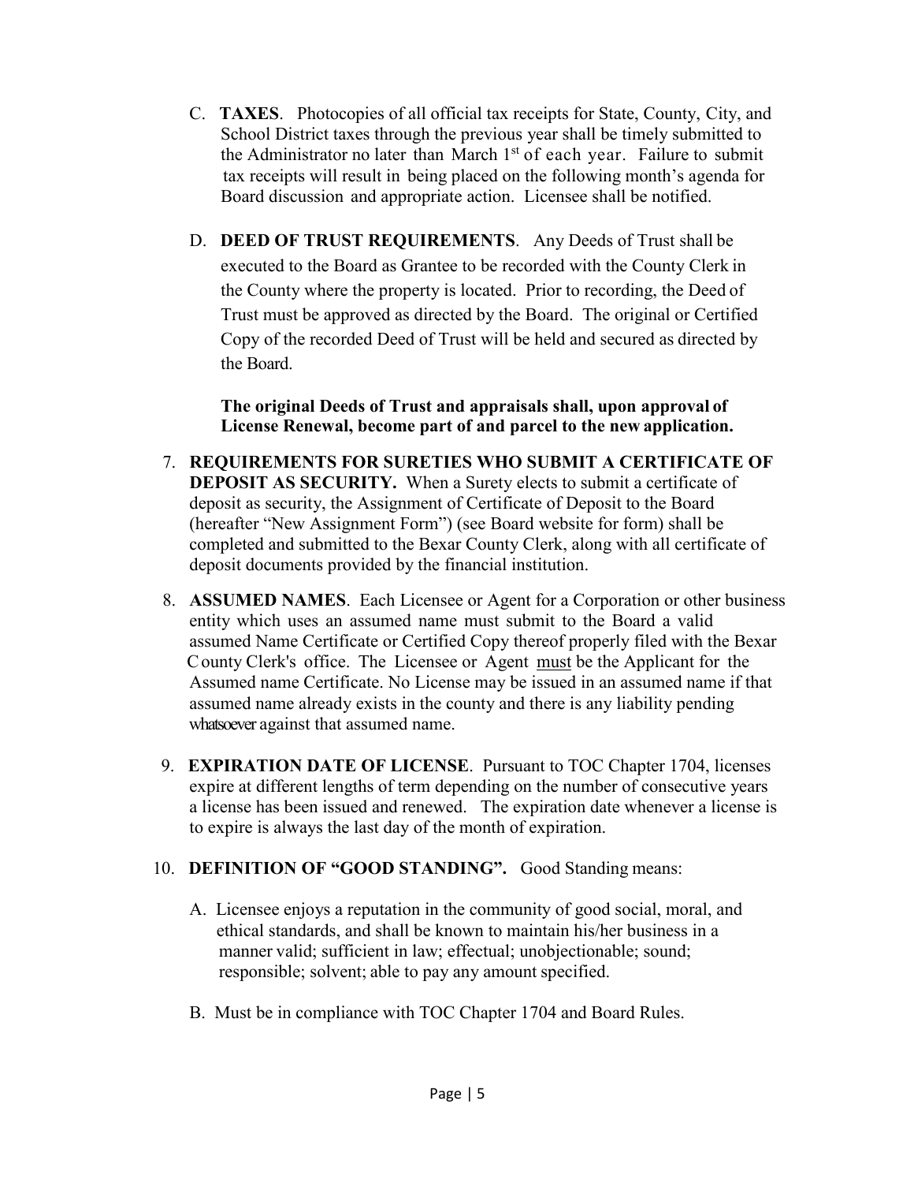C. **TAXES**. Photocopies of all official tax receipts for State, County, City, and School District taxes through the previous year shall be timely submitted to the Administrator no later than March 1st of each year. Failure to submit tax receipts will result in being placed on the following month's agenda for Board discussion and appropriate action. Licensee shall be notified.

D. **DEED OF TRUST REQUIREMENTS**. Any Deeds of Trust shall be executed to the Board as Grantee to be recorded with the County Clerk in the County where the property is located. Prior to recording, the Deed of Trust must be approved as directed by the Board. The original or Certified Copy of the recorded Deed of Trust will be held and secured as directed by the Board.

**The original Deeds of Trust and appraisals shall, upon approval of License Renewal, become part of and parcel to the new application.**

7. **REQUIREMENTS FOR SURETIES WHO SUBMIT A CERTIFICATE OF DEPOSIT AS SECURITY.** When a Surety elects to submit a certificate of deposit as security, the Assignment of Certificate of Deposit to the Board (hereafter "New Assignment Form") (see Board website for form) shall be completed and submitted to the Bexar County Clerk, along with all certificate of deposit documents provided by the financial institution.

8. **ASSUMED NAMES**. Each Licensee or Agent for a Corporation or other business entity which uses an assumed name must submit to the Board a valid assumed Name Certificate or Certified Copy thereof properly filed with the Bexar County Clerk's office. The Licensee or Agent <u>must</u> be the Applicant for the Assumed name Certificate. No License may be issued in an assumed name if that assumed name already exists in the county and there is any liability pending whatsoever against that assumed name.

9. **EXPIRATION DATE OF LICENSE**. Pursuant to TOC Chapter 1704, licenses expire at different lengths of term depending on the number of consecutive years a license has been issued and renewed. The expiration date whenever a license is to expire is always the last day of the month of expiration.

10. **DEFINITION OF "GOOD STANDING".** Good Standing means:

    A. Licensee enjoys a reputation in the community of good social, moral, and ethical standards, and shall be known to maintain his/her business in a manner valid; sufficient in law; effectual; unobjectionable; sound; responsible; solvent; able to pay any amount specified.

    B. Must be in compliance with TOC Chapter 1704 and Board Rules.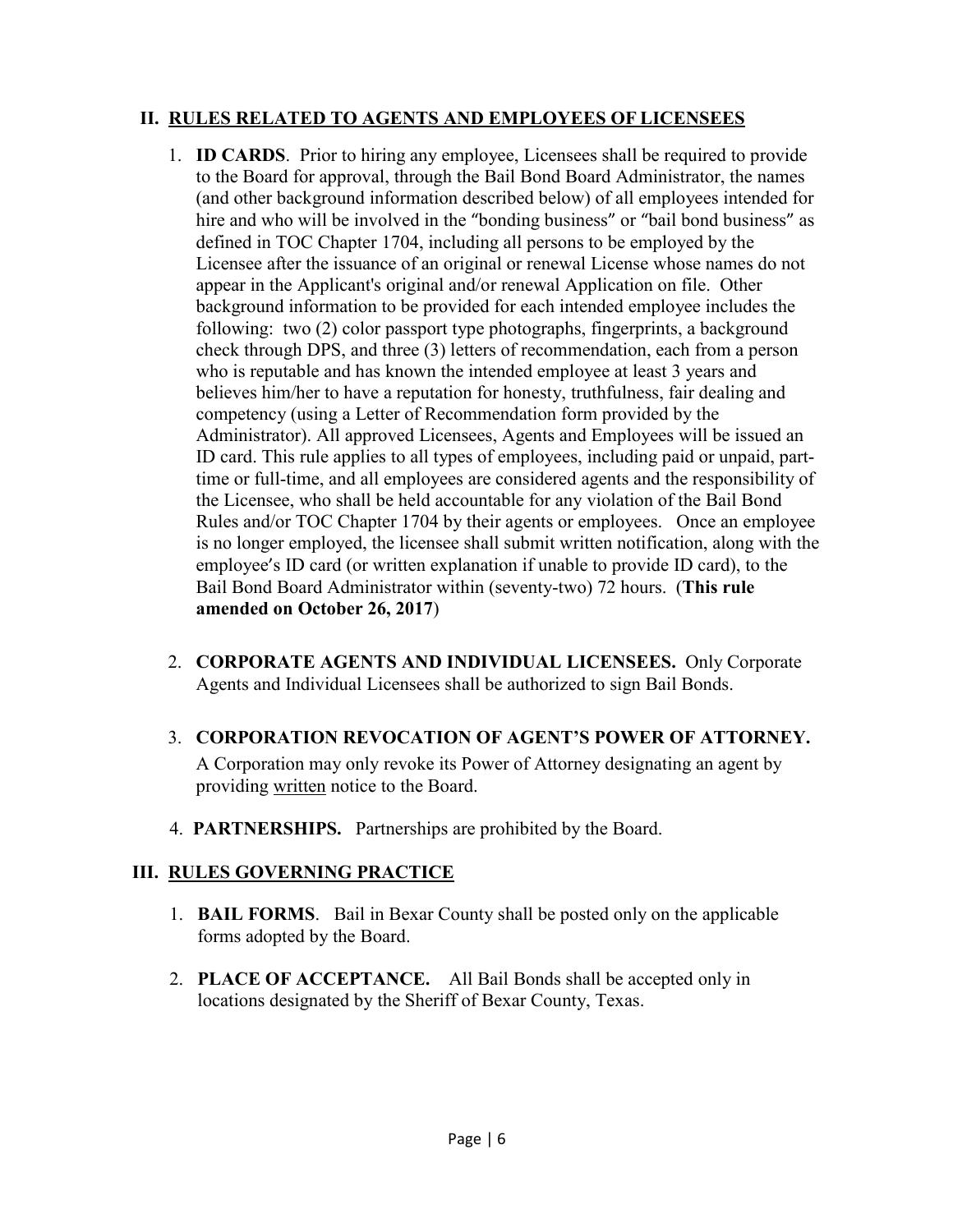## II. RULES RELATED TO AGENTS AND EMPLOYEES OF LICENSEES

1. **ID CARDS**. Prior to hiring any employee, Licensees shall be required to provide to the Board for approval, through the Bail Bond Board Administrator, the names (and other background information described below) of all employees intended for hire and who will be involved in the "bonding business" or "bail bond business" as defined in TOC Chapter 1704, including all persons to be employed by the Licensee after the issuance of an original or renewal License whose names do not appear in the Applicant's original and/or renewal Application on file. Other background information to be provided for each intended employee includes the following: two (2) color passport type photographs, fingerprints, a background check through DPS, and three (3) letters of recommendation, each from a person who is reputable and has known the intended employee at least 3 years and believes him/her to have a reputation for honesty, truthfulness, fair dealing and competency (using a Letter of Recommendation form provided by the Administrator). All approved Licensees, Agents and Employees will be issued an ID card. This rule applies to all types of employees, including paid or unpaid, part-time or full-time, and all employees are considered agents and the responsibility of the Licensee, who shall be held accountable for any violation of the Bail Bond Rules and/or TOC Chapter 1704 by their agents or employees. Once an employee is no longer employed, the licensee shall submit written notification, along with the employee's ID card (or written explanation if unable to provide ID card), to the Bail Bond Board Administrator within (seventy-two) 72 hours. (**This rule amended on October 26, 2017**)

2. **CORPORATE AGENTS AND INDIVIDUAL LICENSEES.** Only Corporate Agents and Individual Licensees shall be authorized to sign Bail Bonds.

3. **CORPORATION REVOCATION OF AGENT'S POWER OF ATTORNEY.** A Corporation may only revoke its Power of Attorney designating an agent by providing written notice to the Board.

4. **PARTNERSHIPS.** Partnerships are prohibited by the Board.

## III. RULES GOVERNING PRACTICE

1. **BAIL FORMS**. Bail in Bexar County shall be posted only on the applicable forms adopted by the Board.

2. **PLACE OF ACCEPTANCE.** All Bail Bonds shall be accepted only in locations designated by the Sheriff of Bexar County, Texas.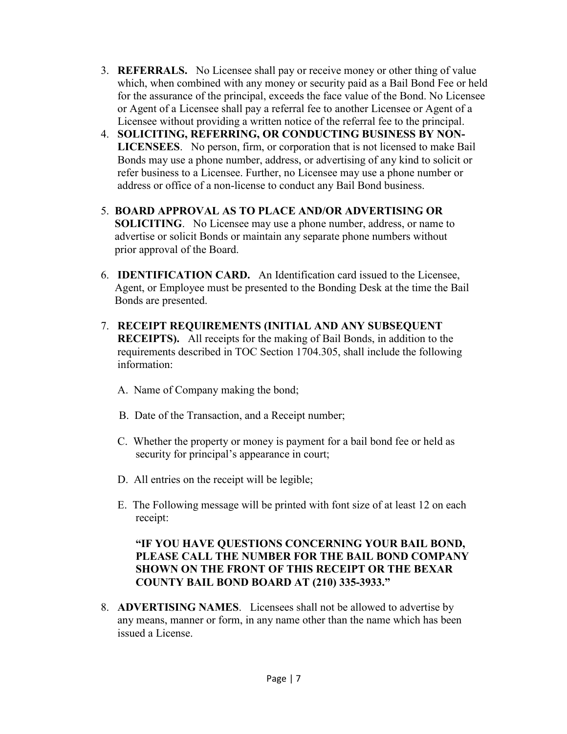3. **REFERRALS.** No Licensee shall pay or receive money or other thing of value which, when combined with any money or security paid as a Bail Bond Fee or held for the assurance of the principal, exceeds the face value of the Bond. No Licensee or Agent of a Licensee shall pay a referral fee to another Licensee or Agent of a Licensee without providing a written notice of the referral fee to the principal.
4. **SOLICITING, REFERRING, OR CONDUCTING BUSINESS BY NON-LICENSEES**. No person, firm, or corporation that is not licensed to make Bail Bonds may use a phone number, address, or advertising of any kind to solicit or refer business to a Licensee. Further, no Licensee may use a phone number or address or office of a non-license to conduct any Bail Bond business.
5. **BOARD APPROVAL AS TO PLACE AND/OR ADVERTISING OR SOLICITING**. No Licensee may use a phone number, address, or name to advertise or solicit Bonds or maintain any separate phone numbers without prior approval of the Board.
6. **IDENTIFICATION CARD.** An Identification card issued to the Licensee, Agent, or Employee must be presented to the Bonding Desk at the time the Bail Bonds are presented.
7. **RECEIPT REQUIREMENTS (INITIAL AND ANY SUBSEQUENT RECEIPTS).** All receipts for the making of Bail Bonds, in addition to the requirements described in TOC Section 1704.305, shall include the following information:

   A. Name of Company making the bond;

   B. Date of the Transaction, and a Receipt number;

   C. Whether the property or money is payment for a bail bond fee or held as security for principal's appearance in court;

   D. All entries on the receipt will be legible;

   E. The Following message will be printed with font size of at least 12 on each receipt:

   **"IF YOU HAVE QUESTIONS CONCERNING YOUR BAIL BOND, PLEASE CALL THE NUMBER FOR THE BAIL BOND COMPANY SHOWN ON THE FRONT OF THIS RECEIPT OR THE BEXAR COUNTY BAIL BOND BOARD AT (210) 335-3933."**

8. **ADVERTISING NAMES**. Licensees shall not be allowed to advertise by any means, manner or form, in any name other than the name which has been issued a License.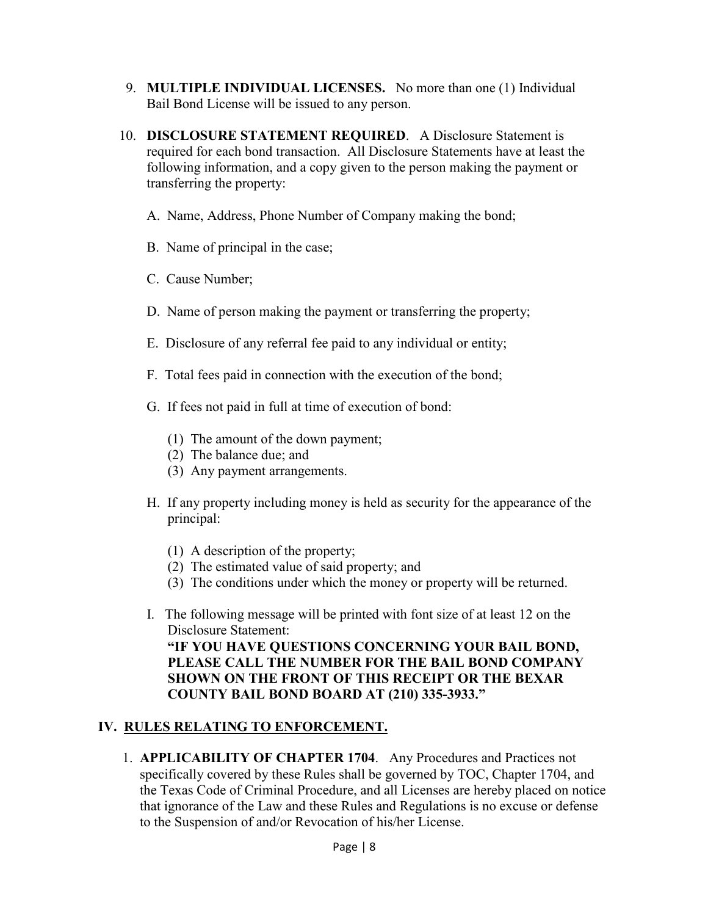9. **MULTIPLE INDIVIDUAL LICENSES.** No more than one (1) Individual Bail Bond License will be issued to any person.

10. **DISCLOSURE STATEMENT REQUIRED**. A Disclosure Statement is required for each bond transaction. All Disclosure Statements have at least the following information, and a copy given to the person making the payment or transferring the property:

    A. Name, Address, Phone Number of Company making the bond;

    B. Name of principal in the case;

    C. Cause Number;

    D. Name of person making the payment or transferring the property;

    E. Disclosure of any referral fee paid to any individual or entity;

    F. Total fees paid in connection with the execution of the bond;

    G. If fees not paid in full at time of execution of bond:

       (1) The amount of the down payment;
       (2) The balance due; and
       (3) Any payment arrangements.

    H. If any property including money is held as security for the appearance of the principal:

       (1) A description of the property;
       (2) The estimated value of said property; and
       (3) The conditions under which the money or property will be returned.

    I. The following message will be printed with font size of at least 12 on the Disclosure Statement:
    **"IF YOU HAVE QUESTIONS CONCERNING YOUR BAIL BOND, PLEASE CALL THE NUMBER FOR THE BAIL BOND COMPANY SHOWN ON THE FRONT OF THIS RECEIPT OR THE BEXAR COUNTY BAIL BOND BOARD AT (210) 335-3933."**

## IV. RULES RELATING TO ENFORCEMENT.

1. **APPLICABILITY OF CHAPTER 1704**. Any Procedures and Practices not specifically covered by these Rules shall be governed by TOC, Chapter 1704, and the Texas Code of Criminal Procedure, and all Licenses are hereby placed on notice that ignorance of the Law and these Rules and Regulations is no excuse or defense to the Suspension of and/or Revocation of his/her License.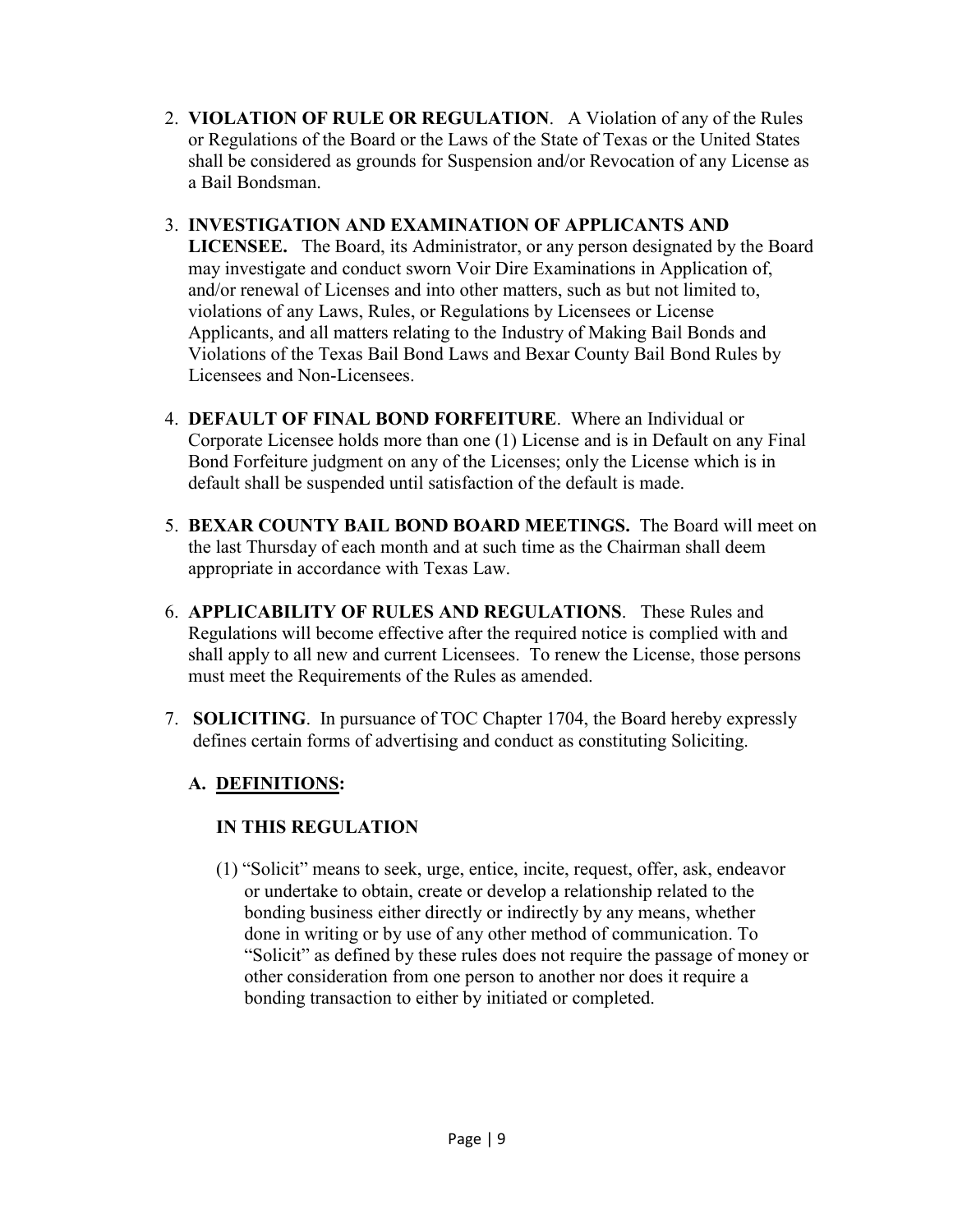2. **VIOLATION OF RULE OR REGULATION**. A Violation of any of the Rules or Regulations of the Board or the Laws of the State of Texas or the United States shall be considered as grounds for Suspension and/or Revocation of any License as a Bail Bondsman.

3. **INVESTIGATION AND EXAMINATION OF APPLICANTS AND LICENSEE.** The Board, its Administrator, or any person designated by the Board may investigate and conduct sworn Voir Dire Examinations in Application of, and/or renewal of Licenses and into other matters, such as but not limited to, violations of any Laws, Rules, or Regulations by Licensees or License Applicants, and all matters relating to the Industry of Making Bail Bonds and Violations of the Texas Bail Bond Laws and Bexar County Bail Bond Rules by Licensees and Non-Licensees.

4. **DEFAULT OF FINAL BOND FORFEITURE**. Where an Individual or Corporate Licensee holds more than one (1) License and is in Default on any Final Bond Forfeiture judgment on any of the Licenses; only the License which is in default shall be suspended until satisfaction of the default is made.

5. **BEXAR COUNTY BAIL BOND BOARD MEETINGS.** The Board will meet on the last Thursday of each month and at such time as the Chairman shall deem appropriate in accordance with Texas Law.

6. **APPLICABILITY OF RULES AND REGULATIONS**. These Rules and Regulations will become effective after the required notice is complied with and shall apply to all new and current Licensees. To renew the License, those persons must meet the Requirements of the Rules as amended.

7. **SOLICITING**. In pursuance of TOC Chapter 1704, the Board hereby expressly defines certain forms of advertising and conduct as constituting Soliciting.

   **A. <u>DEFINITIONS</u>:**

   **IN THIS REGULATION**

   (1) "Solicit" means to seek, urge, entice, incite, request, offer, ask, endeavor or undertake to obtain, create or develop a relationship related to the bonding business either directly or indirectly by any means, whether done in writing or by use of any other method of communication. To "Solicit" as defined by these rules does not require the passage of money or other consideration from one person to another nor does it require a bonding transaction to either by initiated or completed.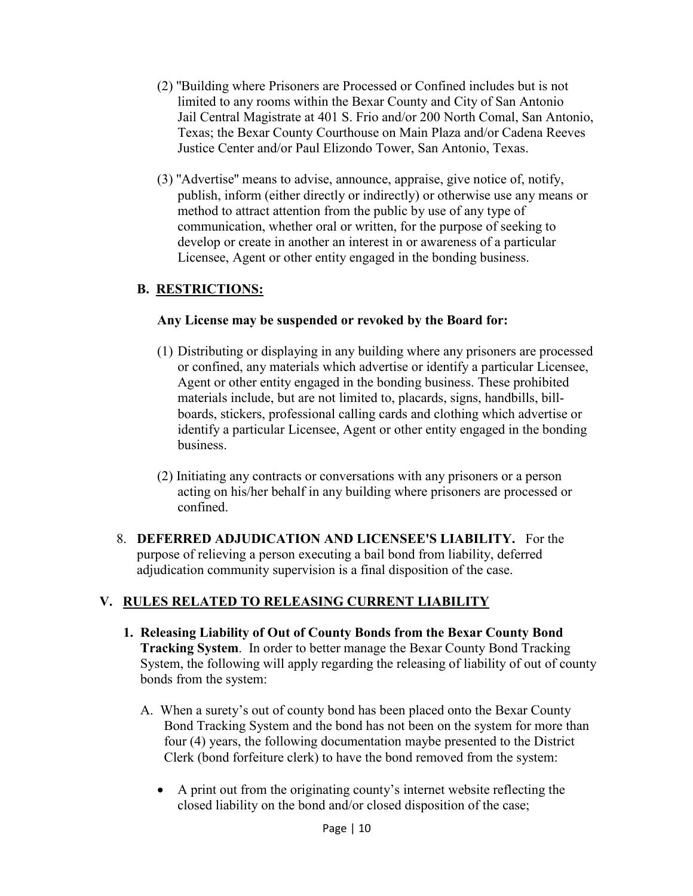(2) "Building where Prisoners are Processed or Confined includes but is not limited to any rooms within the Bexar County and City of San Antonio Jail Central Magistrate at 401 S. Frio and/or 200 North Comal, San Antonio, Texas; the Bexar County Courthouse on Main Plaza and/or Cadena Reeves Justice Center and/or Paul Elizondo Tower, San Antonio, Texas.

(3) "Advertise" means to advise, announce, appraise, give notice of, notify, publish, inform (either directly or indirectly) or otherwise use any means or method to attract attention from the public by use of any type of communication, whether oral or written, for the purpose of seeking to develop or create in another an interest in or awareness of a particular Licensee, Agent or other entity engaged in the bonding business.

**B. RESTRICTIONS:**

**Any License may be suspended or revoked by the Board for:**

(1) Distributing or displaying in any building where any prisoners are processed or confined, any materials which advertise or identify a particular Licensee, Agent or other entity engaged in the bonding business. These prohibited materials include, but are not limited to, placards, signs, handbills, bill-boards, stickers, professional calling cards and clothing which advertise or identify a particular Licensee, Agent or other entity engaged in the bonding business.

(2) Initiating any contracts or conversations with any prisoners or a person acting on his/her behalf in any building where prisoners are processed or confined.

8. **DEFERRED ADJUDICATION AND LICENSEE'S LIABILITY.** For the purpose of relieving a person executing a bail bond from liability, deferred adjudication community supervision is a final disposition of the case.

## V. RULES RELATED TO RELEASING CURRENT LIABILITY

1. **Releasing Liability of Out of County Bonds from the Bexar County Bond Tracking System**. In order to better manage the Bexar County Bond Tracking System, the following will apply regarding the releasing of liability of out of county bonds from the system:

   A. When a surety's out of county bond has been placed onto the Bexar County Bond Tracking System and the bond has not been on the system for more than four (4) years, the following documentation maybe presented to the District Clerk (bond forfeiture clerk) to have the bond removed from the system:

   - A print out from the originating county's internet website reflecting the closed liability on the bond and/or closed disposition of the case;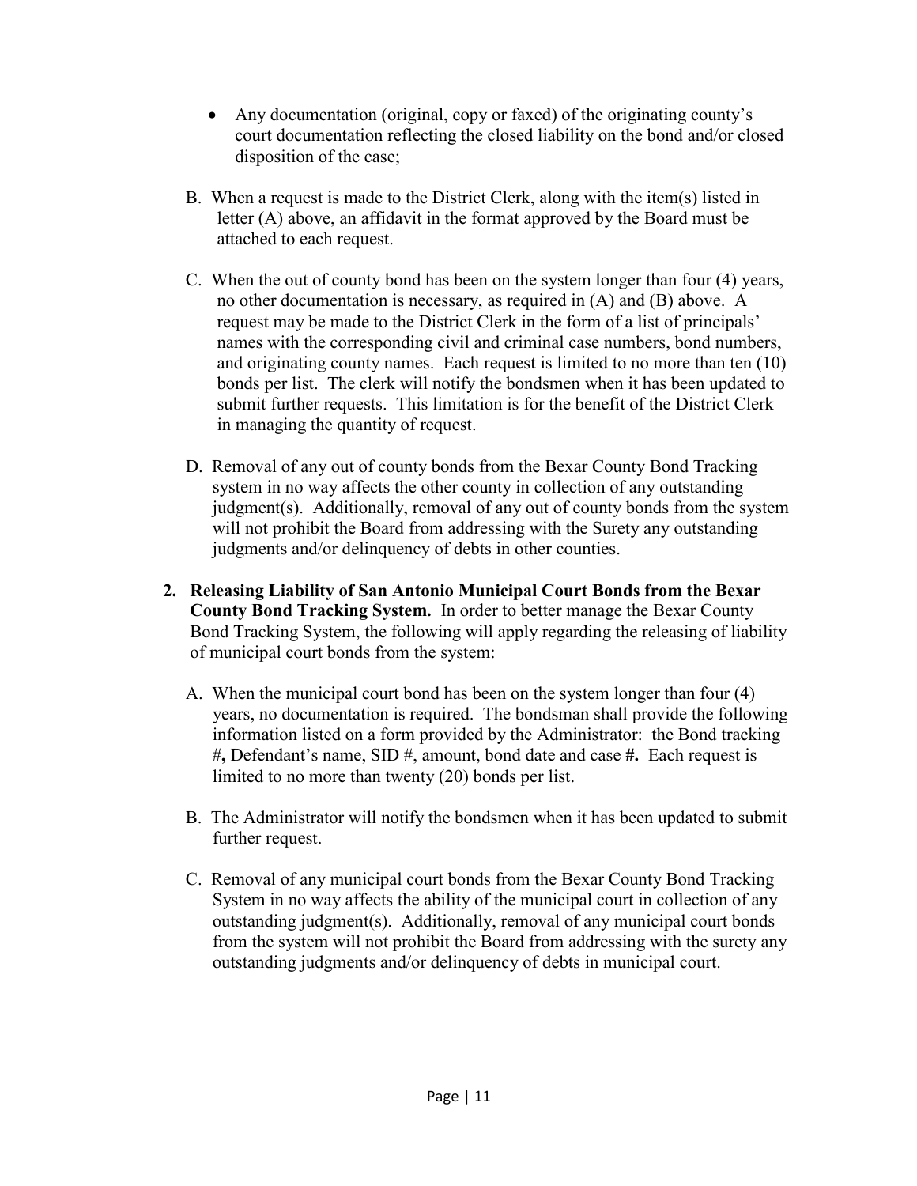- Any documentation (original, copy or faxed) of the originating county's court documentation reflecting the closed liability on the bond and/or closed disposition of the case;

B. When a request is made to the District Clerk, along with the item(s) listed in letter (A) above, an affidavit in the format approved by the Board must be attached to each request.

C. When the out of county bond has been on the system longer than four (4) years, no other documentation is necessary, as required in (A) and (B) above. A request may be made to the District Clerk in the form of a list of principals' names with the corresponding civil and criminal case numbers, bond numbers, and originating county names. Each request is limited to no more than ten (10) bonds per list. The clerk will notify the bondsmen when it has been updated to submit further requests. This limitation is for the benefit of the District Clerk in managing the quantity of request.

D. Removal of any out of county bonds from the Bexar County Bond Tracking system in no way affects the other county in collection of any outstanding judgment(s). Additionally, removal of any out of county bonds from the system will not prohibit the Board from addressing with the Surety any outstanding judgments and/or delinquency of debts in other counties.

2. **Releasing Liability of San Antonio Municipal Court Bonds from the Bexar County Bond Tracking System.** In order to better manage the Bexar County Bond Tracking System, the following will apply regarding the releasing of liability of municipal court bonds from the system:

   A. When the municipal court bond has been on the system longer than four (4) years, no documentation is required. The bondsman shall provide the following information listed on a form provided by the Administrator: the Bond tracking #**,** Defendant's name, SID #, amount, bond date and case **#.** Each request is limited to no more than twenty (20) bonds per list.

   B. The Administrator will notify the bondsmen when it has been updated to submit further request.

   C. Removal of any municipal court bonds from the Bexar County Bond Tracking System in no way affects the ability of the municipal court in collection of any outstanding judgment(s). Additionally, removal of any municipal court bonds from the system will not prohibit the Board from addressing with the surety any outstanding judgments and/or delinquency of debts in municipal court.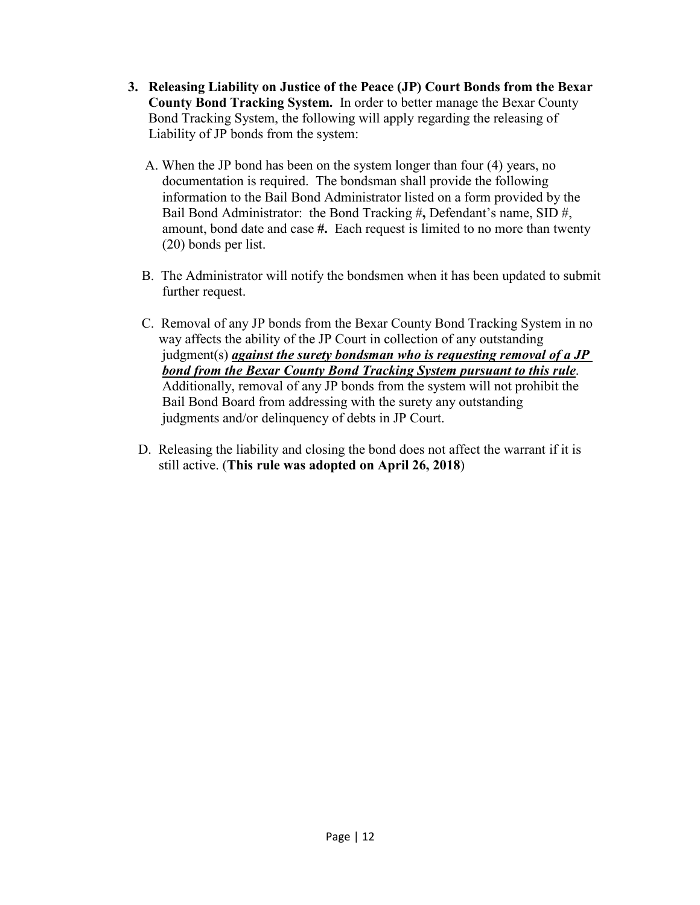3. **Releasing Liability on Justice of the Peace (JP) Court Bonds from the Bexar County Bond Tracking System.** In order to better manage the Bexar County Bond Tracking System, the following will apply regarding the releasing of Liability of JP bonds from the system:

   A. When the JP bond has been on the system longer than four (4) years, no documentation is required. The bondsman shall provide the following information to the Bail Bond Administrator listed on a form provided by the Bail Bond Administrator: the Bond Tracking #**,** Defendant's name, SID #, amount, bond date and case **#.** Each request is limited to no more than twenty (20) bonds per list.

   B. The Administrator will notify the bondsmen when it has been updated to submit further request.

   C. Removal of any JP bonds from the Bexar County Bond Tracking System in no way affects the ability of the JP Court in collection of any outstanding judgment(s) ***<u>against the surety bondsman who is requesting removal of a JP bond from the Bexar County Bond Tracking System pursuant to this rule</u>***. Additionally, removal of any JP bonds from the system will not prohibit the Bail Bond Board from addressing with the surety any outstanding judgments and/or delinquency of debts in JP Court.

   D. Releasing the liability and closing the bond does not affect the warrant if it is still active. (**This rule was adopted on April 26, 2018**)